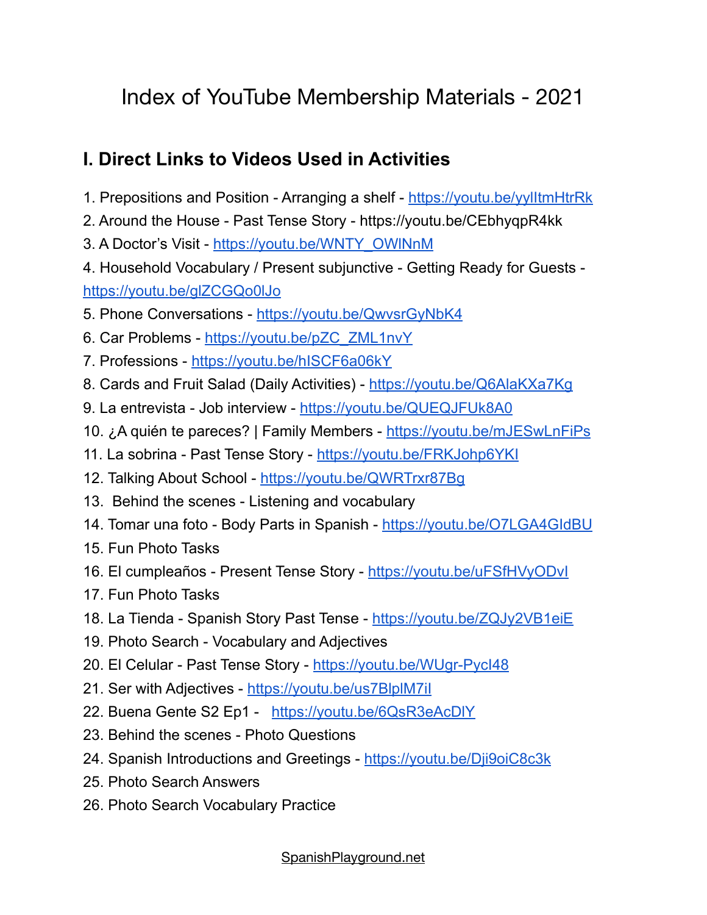# Index of YouTube Membership Materials - 2021

## I. Direct Links to Videos Used in Activities

1. Prepositions and Position - Arranging a shelf - https://youtu.be/yylItmHtrRk
2. Around the House - Past Tense Story - https://youtu.be/CEbhyqpR4kk
3. A Doctor's Visit - https://youtu.be/WNTY_OWlNnM
4. Household Vocabulary / Present subjunctive - Getting Ready for Guests - https://youtu.be/glZCGQo0lJo
5. Phone Conversations - https://youtu.be/QwvsrGyNbK4
6. Car Problems - https://youtu.be/pZC_ZML1nvY
7. Professions - https://youtu.be/hISCF6a06kY
8. Cards and Fruit Salad (Daily Activities) - https://youtu.be/Q6AlaKXa7Kg
9. La entrevista - Job interview - https://youtu.be/QUEQJFUk8A0
10. ¿A quién te pareces? | Family Members - https://youtu.be/mJESwLnFiPs
11. La sobrina - Past Tense Story - https://youtu.be/FRKJohp6YKI
12. Talking About School - https://youtu.be/QWRTrxr87Bg
13. Behind the scenes - Listening and vocabulary
14. Tomar una foto - Body Parts in Spanish - https://youtu.be/O7LGA4GIdBU
15. Fun Photo Tasks
16. El cumpleaños - Present Tense Story - https://youtu.be/uFSfHVyODvI
17. Fun Photo Tasks
18. La Tienda - Spanish Story Past Tense - https://youtu.be/ZQJy2VB1eiE
19. Photo Search - Vocabulary and Adjectives
20. El Celular - Past Tense Story - https://youtu.be/WUgr-PycI48
21. Ser with Adjectives - https://youtu.be/us7BlplM7iI
22. Buena Gente S2 Ep1 - https://youtu.be/6QsR3eAcDlY
23. Behind the scenes - Photo Questions
24. Spanish Introductions and Greetings - https://youtu.be/Dji9oiC8c3k
25. Photo Search Answers
26. Photo Search Vocabulary Practice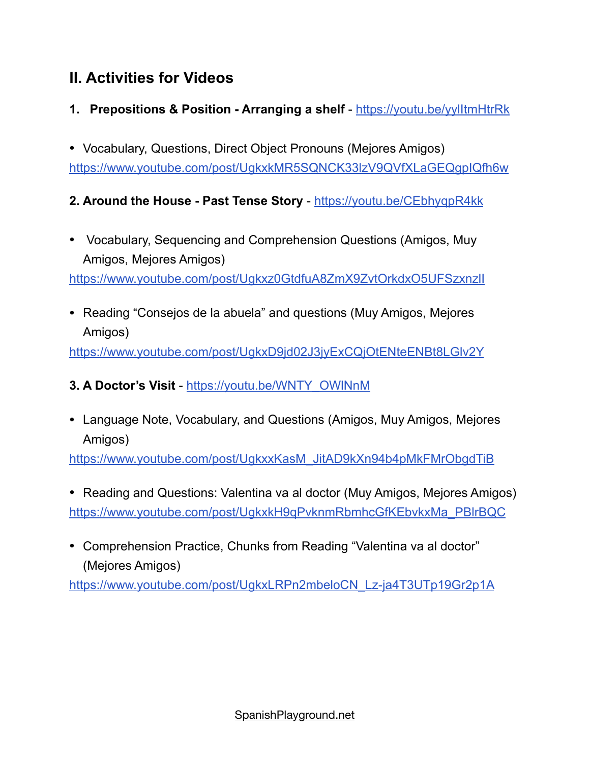## II. Activities for Videos

**1. Prepositions & Position - Arranging a shelf** - https://youtu.be/yyIltmHtrRk

- Vocabulary, Questions, Direct Object Pronouns (Mejores Amigos)

https://www.youtube.com/post/UgkxkMR5SQNCK33lzV9QVfXLaGEQgpIQfh6w

**2. Around the House - Past Tense Story** - https://youtu.be/CEbhyqpR4kk

- Vocabulary, Sequencing and Comprehension Questions (Amigos, Muy Amigos, Mejores Amigos)

https://www.youtube.com/post/Ugkxz0GtdfuA8ZmX9ZvtOrkdxO5UFSzxnzIl

- Reading "Consejos de la abuela" and questions (Muy Amigos, Mejores Amigos)

https://www.youtube.com/post/UgkxD9jd02J3jyExCQjOtENteENBt8LGlv2Y

**3. A Doctor's Visit** - https://youtu.be/WNTY_OWlNnM

- Language Note, Vocabulary, and Questions (Amigos, Muy Amigos, Mejores Amigos)

https://www.youtube.com/post/UgkxxKasM_JitAD9kXn94b4pMkFMrObgdTiB

- Reading and Questions: Valentina va al doctor (Muy Amigos, Mejores Amigos)

https://www.youtube.com/post/UgkxkH9qPvknmRbmhcGfKEbvkxMa_PBlrBQC

- Comprehension Practice, Chunks from Reading "Valentina va al doctor" (Mejores Amigos)

https://www.youtube.com/post/UgkxLRPn2mbeloCN_Lz-ja4T3UTp19Gr2p1A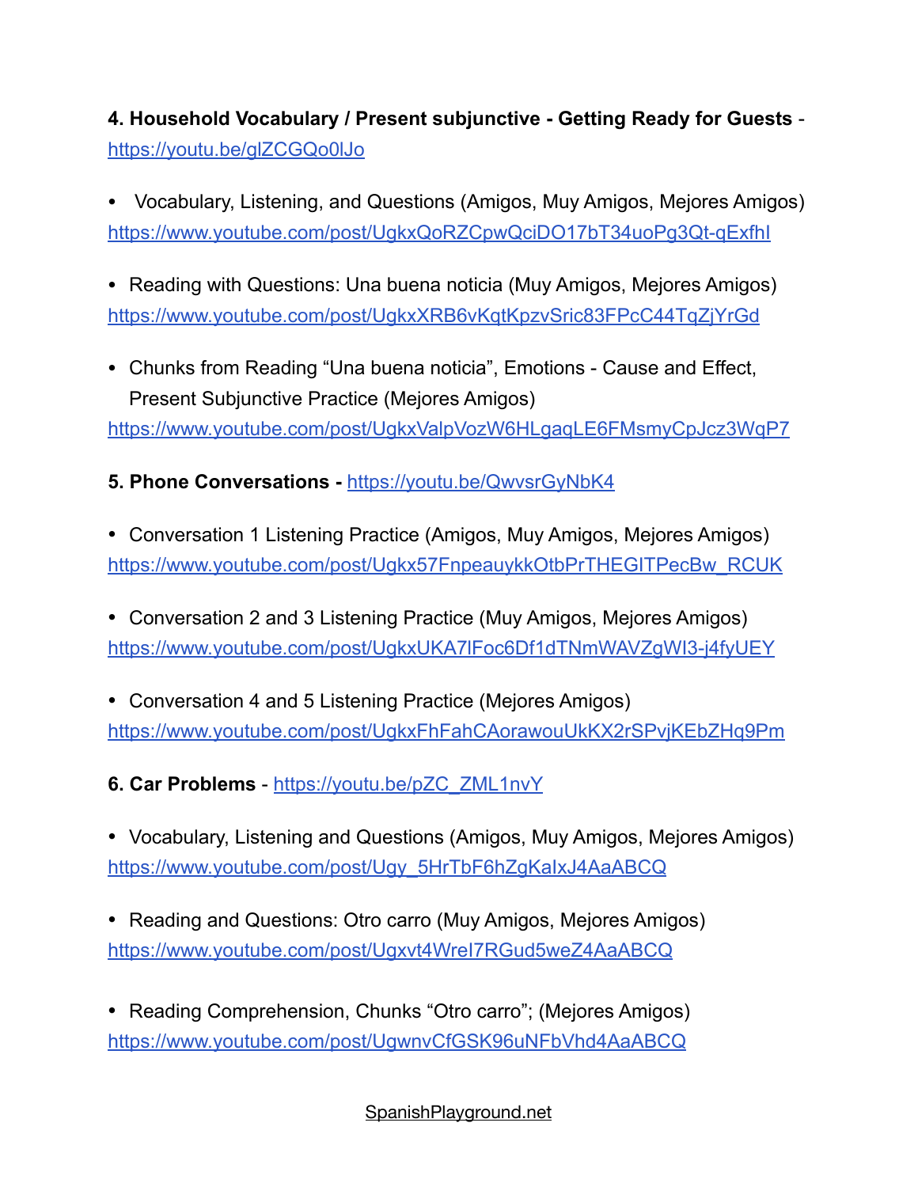**4. Household Vocabulary / Present subjunctive - Getting Ready for Guests** - https://youtu.be/glZCGQo0lJo

- Vocabulary, Listening, and Questions (Amigos, Muy Amigos, Mejores Amigos) https://www.youtube.com/post/UgkxQoRZCpwQciDO17bT34uoPg3Qt-qExfhI

- Reading with Questions: Una buena noticia (Muy Amigos, Mejores Amigos) https://www.youtube.com/post/UgkxXRB6vKqtKpzvSric83FPcC44TqZjYrGd

- Chunks from Reading "Una buena noticia", Emotions - Cause and Effect, Present Subjunctive Practice (Mejores Amigos) https://www.youtube.com/post/UgkxValpVozW6HLgaqLE6FMsmyCpJcz3WqP7

**5. Phone Conversations -** https://youtu.be/QwvsrGyNbK4

- Conversation 1 Listening Practice (Amigos, Muy Amigos, Mejores Amigos) https://www.youtube.com/post/Ugkx57FnpeauykkOtbPrTHEGITPecBw_RCUK

- Conversation 2 and 3 Listening Practice (Muy Amigos, Mejores Amigos) https://www.youtube.com/post/UgkxUKA7lFoc6Df1dTNmWAVZgWI3-j4fyUEY

- Conversation 4 and 5 Listening Practice (Mejores Amigos) https://www.youtube.com/post/UgkxFhFahCAorawouUkKX2rSPvjKEbZHq9Pm

**6. Car Problems** - https://youtu.be/pZC_ZML1nvY

- Vocabulary, Listening and Questions (Amigos, Muy Amigos, Mejores Amigos) https://www.youtube.com/post/Ugy_5HrTbF6hZgKaIxJ4AaABCQ

- Reading and Questions: Otro carro (Muy Amigos, Mejores Amigos) https://www.youtube.com/post/Ugxvt4WreI7RGud5weZ4AaABCQ

- Reading Comprehension, Chunks "Otro carro"; (Mejores Amigos) https://www.youtube.com/post/UgwnvCfGSK96uNFbVhd4AaABCQ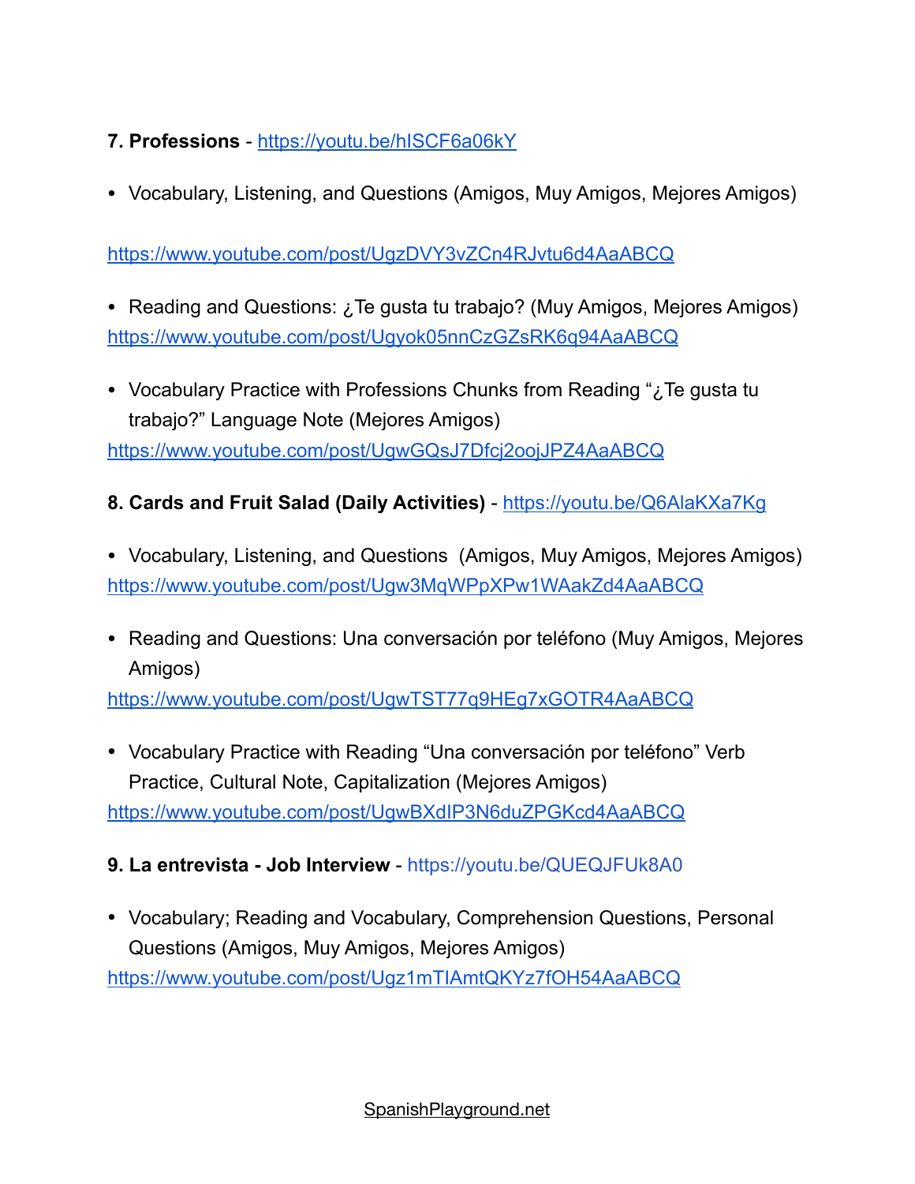**7. Professions** - https://youtu.be/hISCF6a06kY

- Vocabulary, Listening, and Questions (Amigos, Muy Amigos, Mejores Amigos)

https://www.youtube.com/post/UgzDVY3vZCn4RJvtu6d4AaABCQ

- Reading and Questions: ¿Te gusta tu trabajo? (Muy Amigos, Mejores Amigos)
https://www.youtube.com/post/Ugyok05nnCzGZsRK6q94AaABCQ

- Vocabulary Practice with Professions Chunks from Reading "¿Te gusta tu trabajo?" Language Note (Mejores Amigos)
https://www.youtube.com/post/UgwGQsJ7Dfcj2oojJPZ4AaABCQ

**8. Cards and Fruit Salad (Daily Activities)** - https://youtu.be/Q6AlaKXa7Kg

- Vocabulary, Listening, and Questions (Amigos, Muy Amigos, Mejores Amigos)
https://www.youtube.com/post/Ugw3MqWPpXPw1WAakZd4AaABCQ

- Reading and Questions: Una conversación por teléfono (Muy Amigos, Mejores Amigos)
https://www.youtube.com/post/UgwTST77q9HEg7xGOTR4AaABCQ

- Vocabulary Practice with Reading "Una conversación por teléfono" Verb Practice, Cultural Note, Capitalization (Mejores Amigos)
https://www.youtube.com/post/UgwBXdIP3N6duZPGKcd4AaABCQ

**9. La entrevista - Job Interview** - https://youtu.be/QUEQJFUk8A0

- Vocabulary; Reading and Vocabulary, Comprehension Questions, Personal Questions (Amigos, Muy Amigos, Mejores Amigos)
https://www.youtube.com/post/Ugz1mTIAmtQKYz7fOH54AaABCQ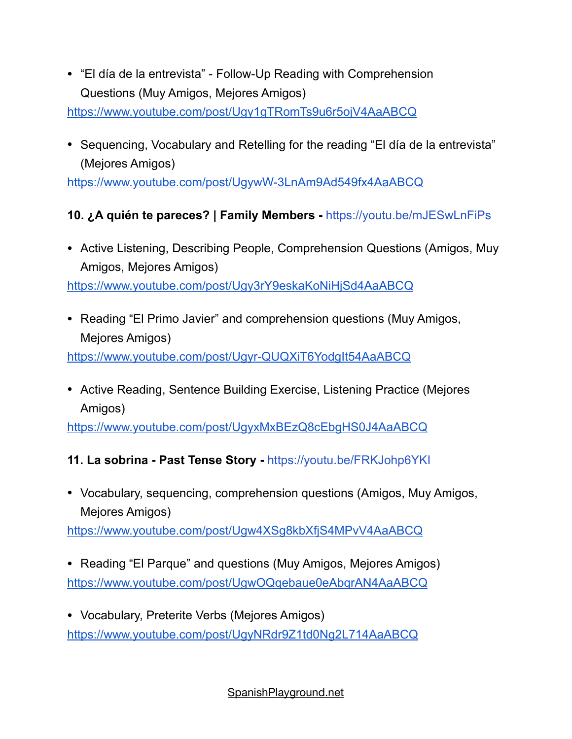- “El día de la entrevista” - Follow-Up Reading with Comprehension Questions (Muy Amigos, Mejores Amigos)

https://www.youtube.com/post/Ugy1gTRomTs9u6r5ojV4AaABCQ

- Sequencing, Vocabulary and Retelling for the reading “El día de la entrevista” (Mejores Amigos)

https://www.youtube.com/post/UgywW-3LnAm9Ad549fx4AaABCQ

**10. ¿A quién te pareces? | Family Members -** https://youtu.be/mJESwLnFiPs

- Active Listening, Describing People, Comprehension Questions (Amigos, Muy Amigos, Mejores Amigos)

https://www.youtube.com/post/Ugy3rY9eskaKoNiHjSd4AaABCQ

- Reading “El Primo Javier” and comprehension questions (Muy Amigos, Mejores Amigos)

https://www.youtube.com/post/Ugyr-QUQXiT6YodgIt54AaABCQ

- Active Reading, Sentence Building Exercise, Listening Practice (Mejores Amigos)

https://www.youtube.com/post/UgyxMxBEzQ8cEbgHS0J4AaABCQ

**11. La sobrina - Past Tense Story -** https://youtu.be/FRKJohp6YKI

- Vocabulary, sequencing, comprehension questions (Amigos, Muy Amigos, Mejores Amigos)

https://www.youtube.com/post/Ugw4XSg8kbXfjS4MPvV4AaABCQ

- Reading “El Parque” and questions (Muy Amigos, Mejores Amigos)

https://www.youtube.com/post/UgwOQqebaue0eAbqrAN4AaABCQ

- Vocabulary, Preterite Verbs (Mejores Amigos)

https://www.youtube.com/post/UgyNRdr9Z1td0Ng2L714AaABCQ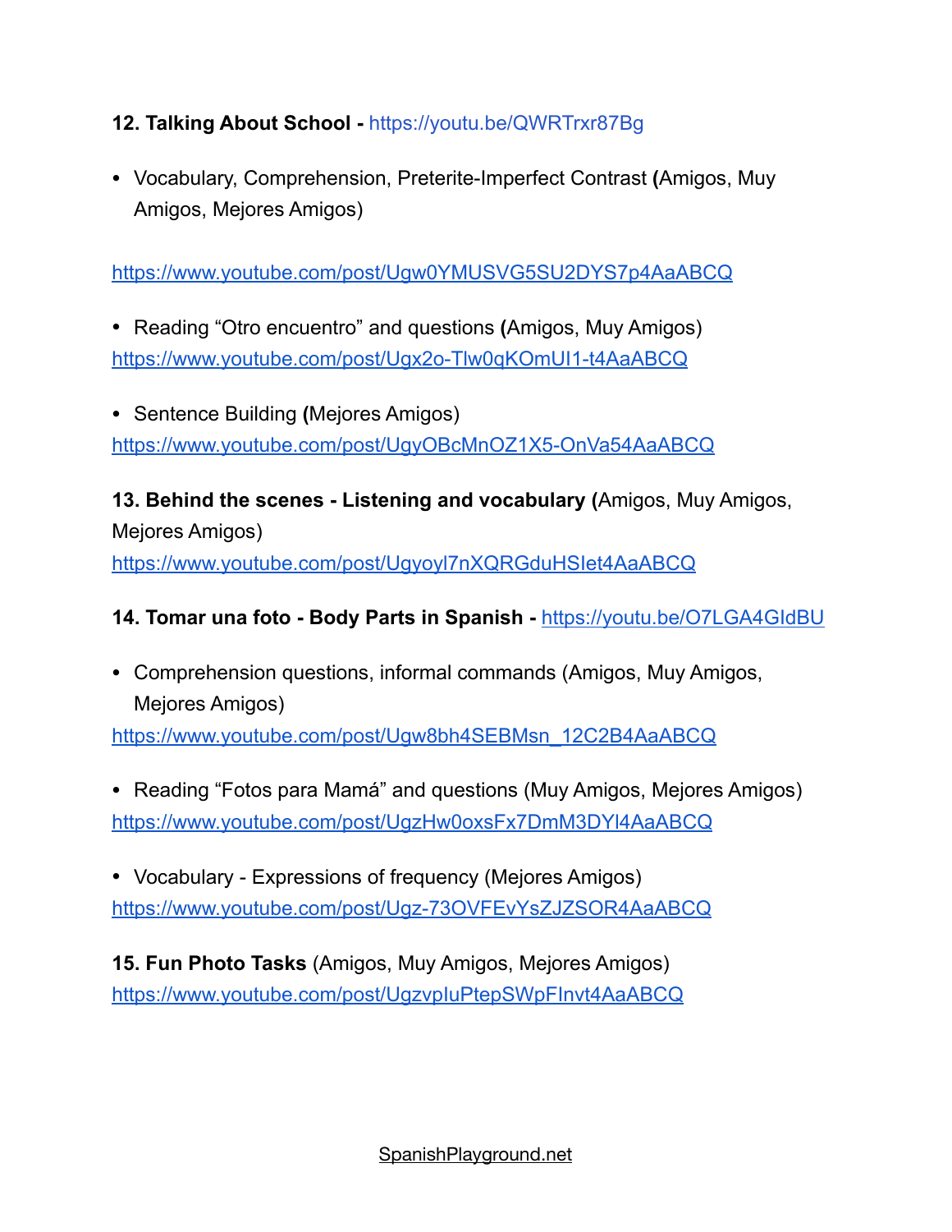**12. Talking About School -** https://youtu.be/QWRTrxr87Bg

- Vocabulary, Comprehension, Preterite-Imperfect Contrast **(**Amigos, Muy Amigos, Mejores Amigos)

https://www.youtube.com/post/Ugw0YMUSVG5SU2DYS7p4AaABCQ

- Reading “Otro encuentro” and questions **(**Amigos, Muy Amigos)

https://www.youtube.com/post/Ugx2o-Tlw0qKOmUI1-t4AaABCQ

- Sentence Building **(**Mejores Amigos)

https://www.youtube.com/post/UgyOBcMnOZ1X5-OnVa54AaABCQ

**13. Behind the scenes - Listening and vocabulary (**Amigos, Muy Amigos, Mejores Amigos)
https://www.youtube.com/post/Ugyoyl7nXQRGduHSIet4AaABCQ

**14. Tomar una foto - Body Parts in Spanish -** https://youtu.be/O7LGA4GIdBU

- Comprehension questions, informal commands (Amigos, Muy Amigos, Mejores Amigos)

https://www.youtube.com/post/Ugw8bh4SEBMsn_12C2B4AaABCQ

- Reading “Fotos para Mamá” and questions (Muy Amigos, Mejores Amigos)

https://www.youtube.com/post/UgzHw0oxsFx7DmM3DYl4AaABCQ

- Vocabulary - Expressions of frequency (Mejores Amigos)

https://www.youtube.com/post/Ugz-73OVFEvYsZJZSOR4AaABCQ

**15. Fun Photo Tasks** (Amigos, Muy Amigos, Mejores Amigos)
https://www.youtube.com/post/UgzvpIuPtepSWpFInvt4AaABCQ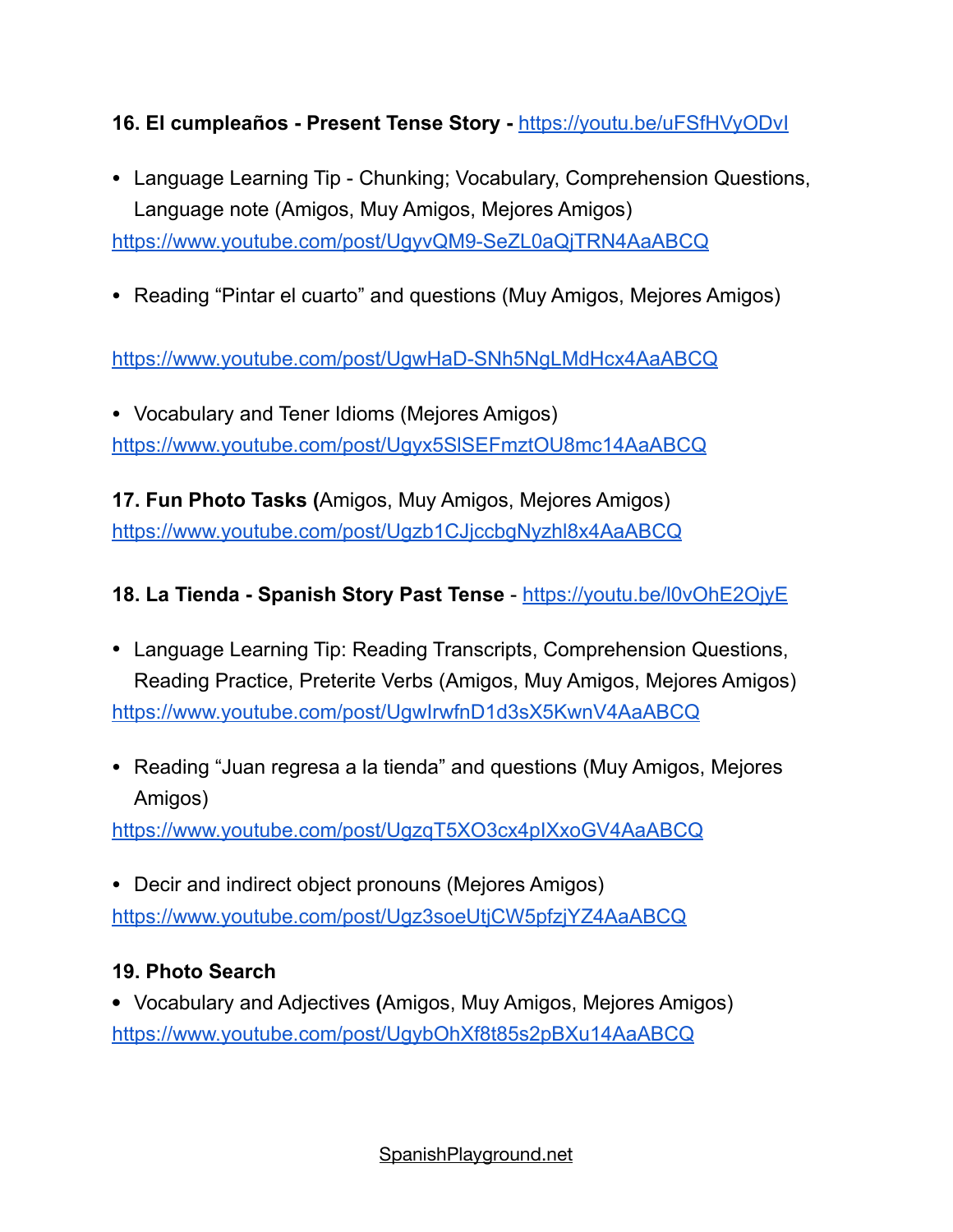**16. El cumpleaños - Present Tense Story -** https://youtu.be/uFSfHVyODvI

- Language Learning Tip - Chunking; Vocabulary, Comprehension Questions, Language note (Amigos, Muy Amigos, Mejores Amigos)

https://www.youtube.com/post/UgyvQM9-SeZL0aQjTRN4AaABCQ

- Reading "Pintar el cuarto" and questions (Muy Amigos, Mejores Amigos)

https://www.youtube.com/post/UgwHaD-SNh5NgLMdHcx4AaABCQ

- Vocabulary and Tener Idioms (Mejores Amigos)

https://www.youtube.com/post/Ugyx5SlSEFmztOU8mc14AaABCQ

**17. Fun Photo Tasks (**Amigos, Muy Amigos, Mejores Amigos)
https://www.youtube.com/post/Ugzb1CJjccbgNyzhl8x4AaABCQ

**18. La Tienda - Spanish Story Past Tense** - https://youtu.be/l0vOhE2OjyE

- Language Learning Tip: Reading Transcripts, Comprehension Questions, Reading Practice, Preterite Verbs (Amigos, Muy Amigos, Mejores Amigos)

https://www.youtube.com/post/UgwIrwfnD1d3sX5KwnV4AaABCQ

- Reading "Juan regresa a la tienda" and questions (Muy Amigos, Mejores Amigos)

https://www.youtube.com/post/UgzqT5XO3cx4pIXxoGV4AaABCQ

- Decir and indirect object pronouns (Mejores Amigos)

https://www.youtube.com/post/Ugz3soeUtjCW5pfzjYZ4AaABCQ

**19. Photo Search**

- Vocabulary and Adjectives **(**Amigos, Muy Amigos, Mejores Amigos)

https://www.youtube.com/post/UgybOhXf8t85s2pBXu14AaABCQ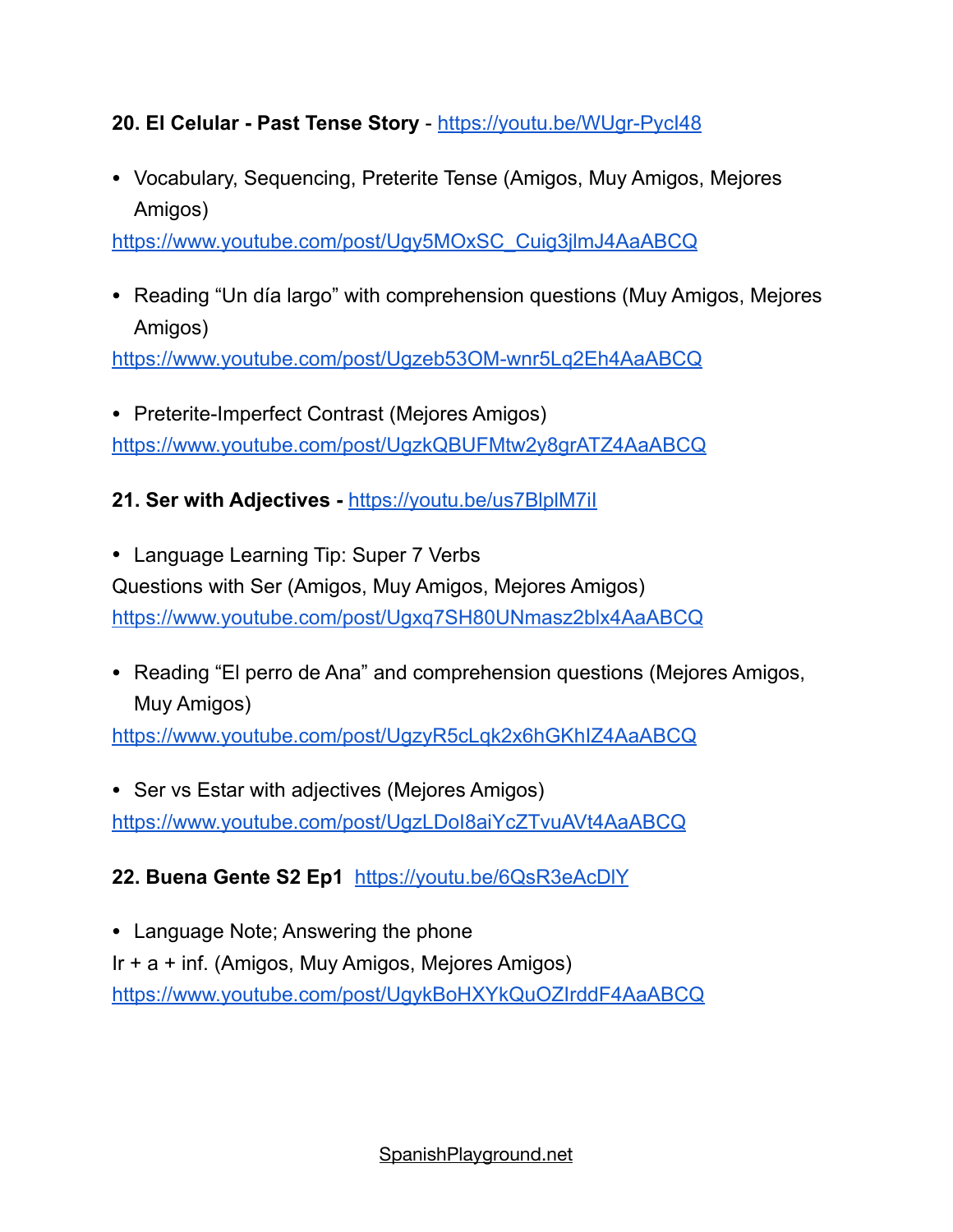**20. El Celular - Past Tense Story** - https://youtu.be/WUgr-PycI48

- Vocabulary, Sequencing, Preterite Tense (Amigos, Muy Amigos, Mejores Amigos)

https://www.youtube.com/post/Ugy5MOxSC_Cuig3jlmJ4AaABCQ

- Reading "Un día largo" with comprehension questions (Muy Amigos, Mejores Amigos)

https://www.youtube.com/post/Ugzeb53OM-wnr5Lq2Eh4AaABCQ

- Preterite-Imperfect Contrast (Mejores Amigos)

https://www.youtube.com/post/UgzkQBUFMtw2y8grATZ4AaABCQ

**21. Ser with Adjectives -** https://youtu.be/us7BlplM7iI

- Language Learning Tip: Super 7 Verbs

Questions with Ser (Amigos, Muy Amigos, Mejores Amigos)

https://www.youtube.com/post/Ugxq7SH80UNmasz2blx4AaABCQ

- Reading "El perro de Ana" and comprehension questions (Mejores Amigos, Muy Amigos)

https://www.youtube.com/post/UgzyR5cLqk2x6hGKhlZ4AaABCQ

- Ser vs Estar with adjectives (Mejores Amigos)

https://www.youtube.com/post/UgzLDoI8aiYcZTvuAVt4AaABCQ

**22. Buena Gente S2 Ep1** https://youtu.be/6QsR3eAcDlY

- Language Note; Answering the phone

Ir + a + inf. (Amigos, Muy Amigos, Mejores Amigos)

https://www.youtube.com/post/UgykBoHXYkQuOZIrddF4AaABCQ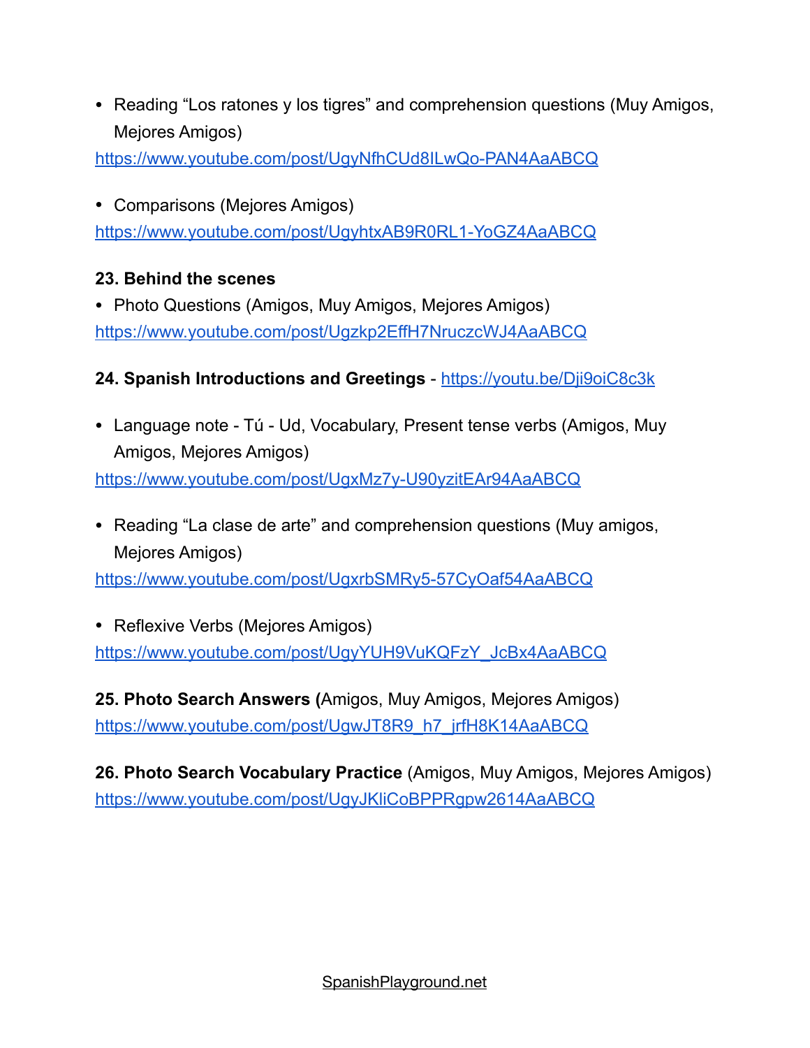- Reading “Los ratones y los tigres” and comprehension questions (Muy Amigos, Mejores Amigos)

https://www.youtube.com/post/UgyNfhCUd8ILwQo-PAN4AaABCQ

- Comparisons (Mejores Amigos)

https://www.youtube.com/post/UgyhtxAB9R0RL1-YoGZ4AaABCQ

**23. Behind the scenes**

- Photo Questions (Amigos, Muy Amigos, Mejores Amigos)

https://www.youtube.com/post/Ugzkp2EffH7NruczcWJ4AaABCQ

**24. Spanish Introductions and Greetings** - https://youtu.be/Dji9oiC8c3k

- Language note - Tú - Ud, Vocabulary, Present tense verbs (Amigos, Muy Amigos, Mejores Amigos)

https://www.youtube.com/post/UgxMz7y-U90yzitEAr94AaABCQ

- Reading “La clase de arte” and comprehension questions (Muy amigos, Mejores Amigos)

https://www.youtube.com/post/UgxrbSMRy5-57CyOaf54AaABCQ

- Reflexive Verbs (Mejores Amigos)

https://www.youtube.com/post/UgyYUH9VuKQFzY_JcBx4AaABCQ

**25. Photo Search Answers (**Amigos, Muy Amigos, Mejores Amigos)

https://www.youtube.com/post/UgwJT8R9_h7_jrfH8K14AaABCQ

**26. Photo Search Vocabulary Practice** (Amigos, Muy Amigos, Mejores Amigos)

https://www.youtube.com/post/UgyJKliCoBPPRgpw2614AaABCQ